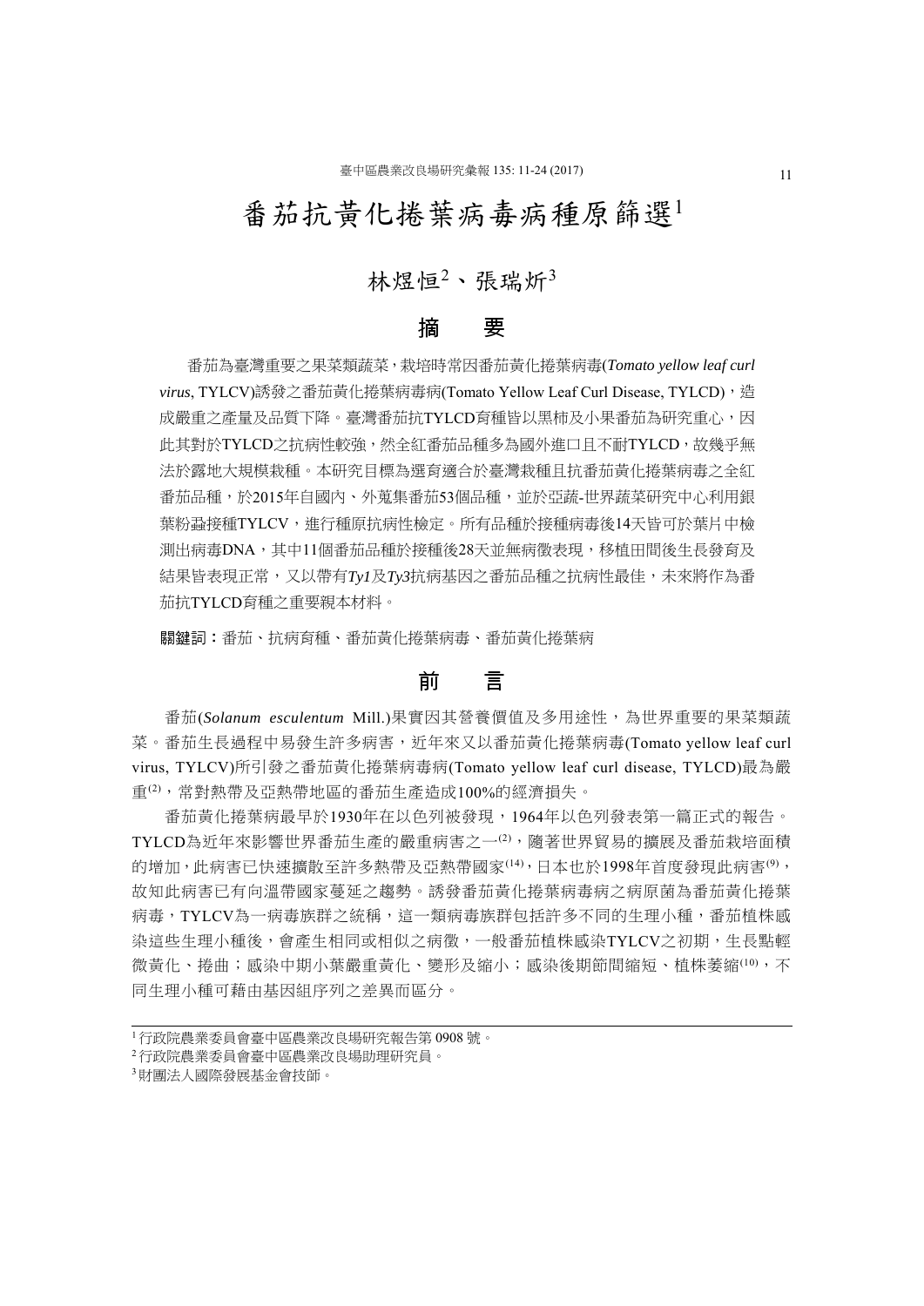# 番茄抗黃化捲葉病毒病種原篩選[1]

林煜恒[2]、張瑞炘[3]

## 摘　要

番茄為臺灣重要之果菜類蔬菜，栽培時常因番茄黃化捲葉病毒(*Tomato yellow leaf curl virus*, TYLCV)誘發之番茄黃化捲葉病毒病(Tomato Yellow Leaf Curl Disease, TYLCD)，造成嚴重之產量及品質下降。臺灣番茄抗TYLCD育種皆以黑柿及小果番茄為研究重心，因此其對於TYLCD之抗病性較強，然全紅番茄品種多為國外進口且不耐TYLCD，故幾乎無法於露地大規模栽種。本研究目標為選育適合於臺灣栽種且抗番茄黃化捲葉病毒之全紅番茄品種，於2015年自國內、外蒐集番茄53個品種，並於亞蔬-世界蔬菜研究中心利用銀葉粉蝨接種TYLCV，進行種原抗病性檢定。所有品種於接種病毒後14天皆可於葉片中檢測出病毒DNA，其中11個番茄品種於接種後28天並無病徵表現，移植田間後生長發育及結果皆表現正常，又以帶有*Ty1*及*Ty3*抗病基因之番茄品種之抗病性最佳，未來將作為番茄抗TYLCD育種之重要親本材料。

**關鍵詞：**番茄、抗病育種、番茄黃化捲葉病毒、番茄黃化捲葉病

## 前　言

番茄(*Solanum esculentum* Mill.)果實因其營養價值及多用途性，為世界重要的果菜類蔬菜。番茄生長過程中易發生許多病害，近年來又以番茄黃化捲葉病毒(Tomato yellow leaf curl virus, TYLCV)所引發之番茄黃化捲葉病毒病(Tomato yellow leaf curl disease, TYLCD)最為嚴重[(2)]，常對熱帶及亞熱帶地區的番茄生產造成100%的經濟損失。

番茄黃化捲葉病最早於1930年在以色列被發現，1964年以色列發表第一篇正式的報告。TYLCD為近年來影響世界番茄生產的嚴重病害之一[(2)]，隨著世界貿易的擴展及番茄栽培面積的增加，此病害已快速擴散至許多熱帶及亞熱帶國家[(14)]，日本也於1998年首度發現此病害[(9)]，故知此病害已有向溫帶國家蔓延之趨勢。誘發番茄黃化捲葉病毒病之病原菌為番茄黃化捲葉病毒，TYLCV為一病毒族群之統稱，這一類病毒族群包括許多不同的生理小種，番茄植株感染這些生理小種後，會產生相同或相似之病徵，一般番茄植株感染TYLCV之初期，生長點輕微黃化、捲曲；感染中期小葉嚴重黃化、變形及縮小；感染後期節間縮短、植株萎縮[(10)]，不同生理小種可藉由基因組序列之差異而區分。

---

[1] 行政院農業委員會臺中區農業改良場研究報告第 0908 號。

[2] 行政院農業委員會臺中區農業改良場助理研究員。

[3] 財團法人國際發展基金會技師。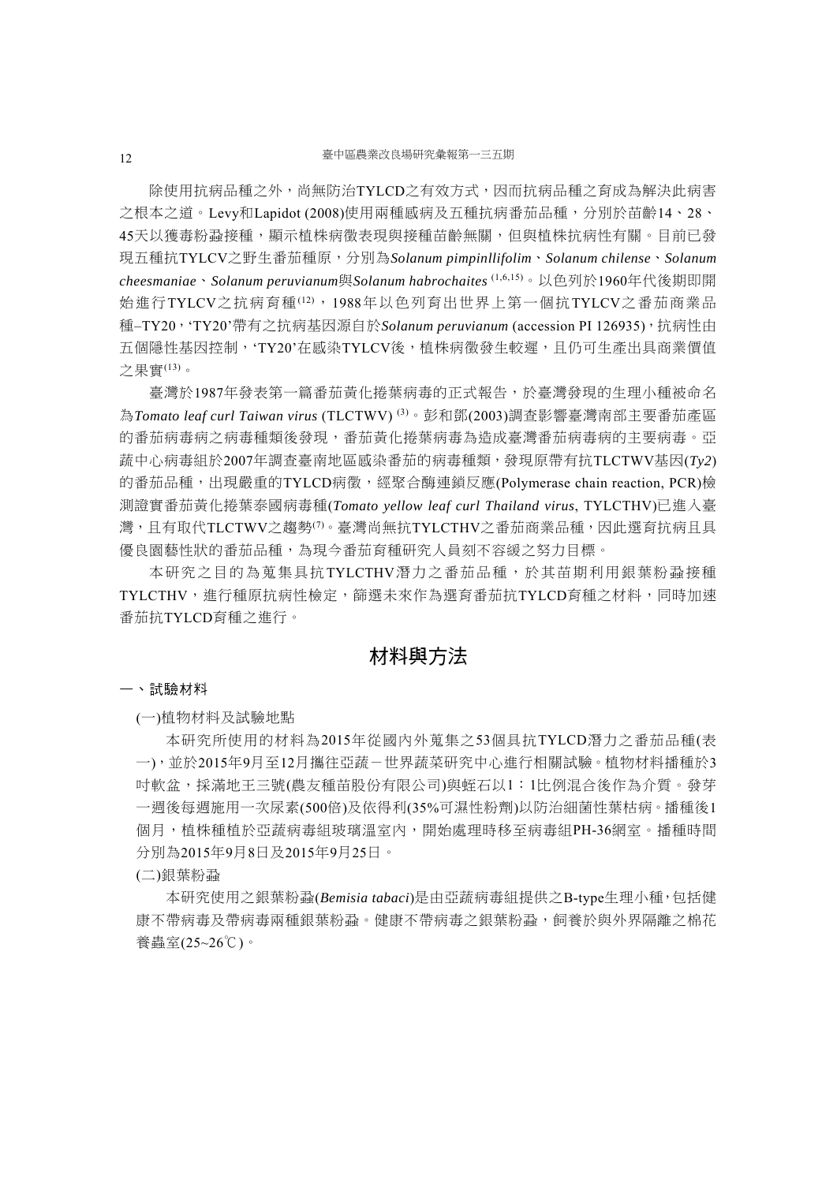除使用抗病品種之外，尚無防治TYLCD之有效方式，因而抗病品種之育成為解決此病害之根本之道。Levy和Lapidot (2008)使用兩種感病及五種抗病番茄品種，分別於苗齡14、28、45天以獲毒粉蝨接種，顯示植株病徵表現與接種苗齡無關，但與植株抗病性有關。目前已發現五種抗TYLCV之野生番茄種原，分別為*Solanum pimpinllifolim*、*Solanum chilense*、*Solanum cheesmaniae*、*Solanum peruvianum*與*Solanum habrochaites* [1,6,15]。以色列於1960年代後期即開始進行TYLCV之抗病育種[12]，1988年以色列育出世界上第一個抗TYLCV之番茄商業品種–TY20，'TY20'帶有之抗病基因源自於*Solanum peruvianum* (accession PI 126935)，抗病性由五個隱性基因控制，'TY20'在感染TYLCV後，植株病徵發生較遲，且仍可生產出具商業價值之果實[13]。

臺灣於1987年發表第一篇番茄黃化捲葉病毒的正式報告，於臺灣發現的生理小種被命名為*Tomato leaf curl Taiwan virus* (TLCTWV) [3]。彭和鄧(2003)調查影響臺灣南部主要番茄產區的番茄病毒病之病毒種類後發現，番茄黃化捲葉病毒為造成臺灣番茄病毒病的主要病毒。亞蔬中心病毒組於2007年調查臺南地區感染番茄的病毒種類，發現原帶有抗TLCTWV基因(*Ty2*)的番茄品種，出現嚴重的TYLCD病徵，經聚合酶連鎖反應(Polymerase chain reaction, PCR)檢測證實番茄黃化捲葉泰國病毒種(*Tomato yellow leaf curl Thailand virus*, TYLCTHV)已進入臺灣，且有取代TLCTWV之趨勢[7]。臺灣尚無抗TYLCTHV之番茄商業品種，因此選育抗病且具優良園藝性狀的番茄品種，為現今番茄育種研究人員刻不容緩之努力目標。

本研究之目的為蒐集具抗TYLCTHV潛力之番茄品種，於其苗期利用銀葉粉蝨接種TYLCTHV，進行種原抗病性檢定，篩選未來作為選育番茄抗TYLCD育種之材料，同時加速番茄抗TYLCD育種之進行。

## 材料與方法

### 一、試驗材料

(一)植物材料及試驗地點

本研究所使用的材料為2015年從國內外蒐集之53個具抗TYLCD潛力之番茄品種(表一)，並於2015年9月至12月攜往亞蔬－世界蔬菜研究中心進行相關試驗。植物材料播種於3吋軟盆，採滿地王三號(農友種苗股份有限公司)與蛭石以1：1比例混合後作為介質。發芽一週後每週施用一次尿素(500倍)及依得利(35%可濕性粉劑)以防治細菌性葉枯病。播種後1個月，植株種植於亞蔬病毒組玻璃溫室內，開始處理時移至病毒組PH-36網室。播種時間分別為2015年9月8日及2015年9月25日。

(二)銀葉粉蝨

本研究使用之銀葉粉蝨(*Bemisia tabaci*)是由亞蔬病毒組提供之B-type生理小種，包括健康不帶病毒及帶病毒兩種銀葉粉蝨。健康不帶病毒之銀葉粉蝨，飼養於與外界隔離之棉花養蟲室(25~26℃)。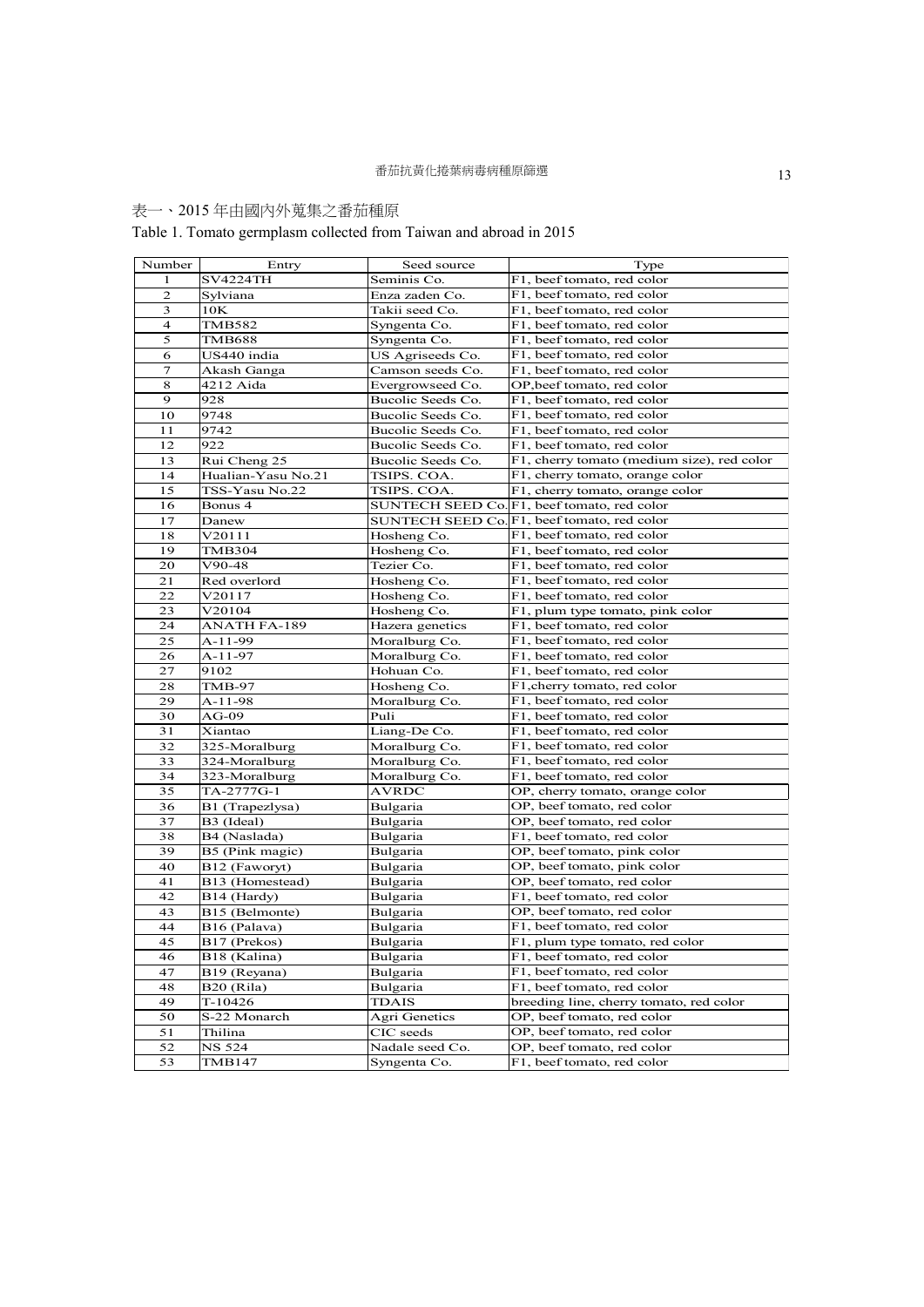表一、2015 年由國內外蒐集之番茄種原

Table 1. Tomato germplasm collected from Taiwan and abroad in 2015

| Number | Entry | Seed source | Type |
|---|---|---|---|
| 1 | SV4224TH | Seminis Co. | F1, beef tomato, red color |
| 2 | Sylviana | Enza zaden Co. | F1, beef tomato, red color |
| 3 | 10K | Takii seed Co. | F1, beef tomato, red color |
| 4 | TMB582 | Syngenta Co. | F1, beef tomato, red color |
| 5 | TMB688 | Syngenta Co. | F1, beef tomato, red color |
| 6 | US440 india | US Agriseeds Co. | F1, beef tomato, red color |
| 7 | Akash Ganga | Camson seeds Co. | F1, beef tomato, red color |
| 8 | 4212 Aida | Evergrowseed Co. | OP,beef tomato, red color |
| 9 | 928 | Bucolic Seeds Co. | F1, beef tomato, red color |
| 10 | 9748 | Bucolic Seeds Co. | F1, beef tomato, red color |
| 11 | 9742 | Bucolic Seeds Co. | F1, beef tomato, red color |
| 12 | 922 | Bucolic Seeds Co. | F1, beef tomato, red color |
| 13 | Rui Cheng 25 | Bucolic Seeds Co. | F1, cherry tomato (medium size), red color |
| 14 | Hualian-Yasu No.21 | TSIPS. COA. | F1, cherry tomato, orange color |
| 15 | TSS-Yasu No.22 | TSIPS. COA. | F1, cherry tomato, orange color |
| 16 | Bonus 4 | SUNTECH SEED Co. | F1, beef tomato, red color |
| 17 | Danew | SUNTECH SEED Co. | F1, beef tomato, red color |
| 18 | V20111 | Hosheng Co. | F1, beef tomato, red color |
| 19 | TMB304 | Hosheng Co. | F1, beef tomato, red color |
| 20 | V90-48 | Tezier Co. | F1, beef tomato, red color |
| 21 | Red overlord | Hosheng Co. | F1, beef tomato, red color |
| 22 | V20117 | Hosheng Co. | F1, beef tomato, red color |
| 23 | V20104 | Hosheng Co. | F1, plum type tomato, pink color |
| 24 | ANATH FA-189 | Hazera genetics | F1, beef tomato, red color |
| 25 | A-11-99 | Moralburg Co. | F1, beef tomato, red color |
| 26 | A-11-97 | Moralburg Co. | F1, beef tomato, red color |
| 27 | 9102 | Hohuan Co. | F1, beef tomato, red color |
| 28 | TMB-97 | Hosheng Co. | F1,cherry tomato, red color |
| 29 | A-11-98 | Moralburg Co. | F1, beef tomato, red color |
| 30 | AG-09 | Puli | F1, beef tomato, red color |
| 31 | Xiantao | Liang-De Co. | F1, beef tomato, red color |
| 32 | 325-Moralburg | Moralburg Co. | F1, beef tomato, red color |
| 33 | 324-Moralburg | Moralburg Co. | F1, beef tomato, red color |
| 34 | 323-Moralburg | Moralburg Co. | F1, beef tomato, red color |
| 35 | TA-2777G-1 | AVRDC | OP, cherry tomato, orange color |
| 36 | B1 (Trapezlysa) | Bulgaria | OP, beef tomato, red color |
| 37 | B3 (Ideal) | Bulgaria | OP, beef tomato, red color |
| 38 | B4 (Naslada) | Bulgaria | F1, beef tomato, red color |
| 39 | B5 (Pink magic) | Bulgaria | OP, beef tomato, pink color |
| 40 | B12 (Faworyt) | Bulgaria | OP, beef tomato, pink color |
| 41 | B13 (Homestead) | Bulgaria | OP, beef tomato, red color |
| 42 | B14 (Hardy) | Bulgaria | F1, beef tomato, red color |
| 43 | B15 (Belmonte) | Bulgaria | OP, beef tomato, red color |
| 44 | B16 (Palava) | Bulgaria | F1, beef tomato, red color |
| 45 | B17 (Prekos) | Bulgaria | F1, plum type tomato, red color |
| 46 | B18 (Kalina) | Bulgaria | F1, beef tomato, red color |
| 47 | B19 (Reyana) | Bulgaria | F1, beef tomato, red color |
| 48 | B20 (Rila) | Bulgaria | F1, beef tomato, red color |
| 49 | T-10426 | TDAIS | breeding line, cherry tomato, red color |
| 50 | S-22 Monarch | Agri Genetics | OP, beef tomato, red color |
| 51 | Thilina | CIC seeds | OP, beef tomato, red color |
| 52 | NS 524 | Nadale seed Co. | OP, beef tomato, red color |
| 53 | TMB147 | Syngenta Co. | F1, beef tomato, red color |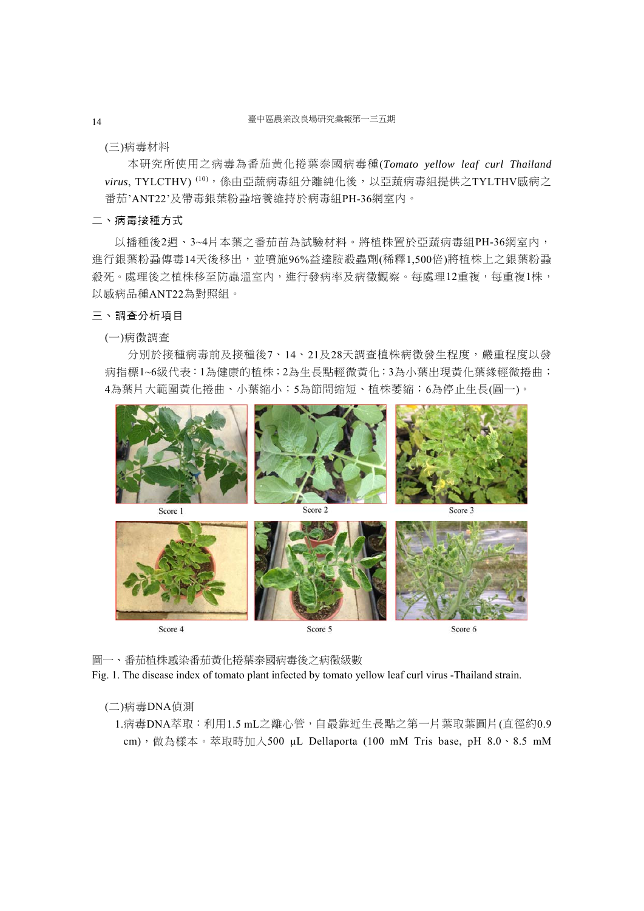(三)病毒材料

本研究所使用之病毒為番茄黃化捲葉泰國病毒種(*Tomato yellow leaf curl Thailand virus*, TYLCTHV) [10]，係由亞蔬病毒組分離純化後，以亞蔬病毒組提供之TYLTHV感病之番茄'ANT22'及帶毒銀葉粉蝨培養維持於病毒組PH-36網室內。

## 二、病毒接種方式

以播種後2週、3~4片本葉之番茄苗為試驗材料。將植株置於亞蔬病毒組PH-36網室內，進行銀葉粉蝨傳毒14天後移出，並噴施96%益達胺殺蟲劑(稀釋1,500倍)將植株上之銀葉粉蝨殺死。處理後之植株移至防蟲溫室內，進行發病率及病徵觀察。每處理12重複，每重複1株，以感病品種ANT22為對照組。

## 三、調查分析項目

(一)病徵調查

分別於接種病毒前及接種後7、14、21及28天調查植株病徵發生程度，嚴重程度以發病指標1~6級代表：1為健康的植株；2為生長點輕微黃化；3為小葉出現黃化葉緣輕微捲曲；4為葉片大範圍黃化捲曲、小葉縮小；5為節間縮短、植株萎縮；6為停止生長(圖一)。

Score 1

Score 2

Score 3

Score 4

Score 5

Score 6

圖一、番茄植株感染番茄黃化捲葉泰國病毒後之病徵級數

Fig. 1. The disease index of tomato plant infected by tomato yellow leaf curl virus -Thailand strain.

(二)病毒DNA偵測

1.病毒DNA萃取：利用1.5 mL之離心管，自最靠近生長點之第一片葉取葉圓片(直徑約0.9 cm)，做為樣本。萃取時加入500 μL Dellaporta (100 mM Tris base, pH 8.0、8.5 mM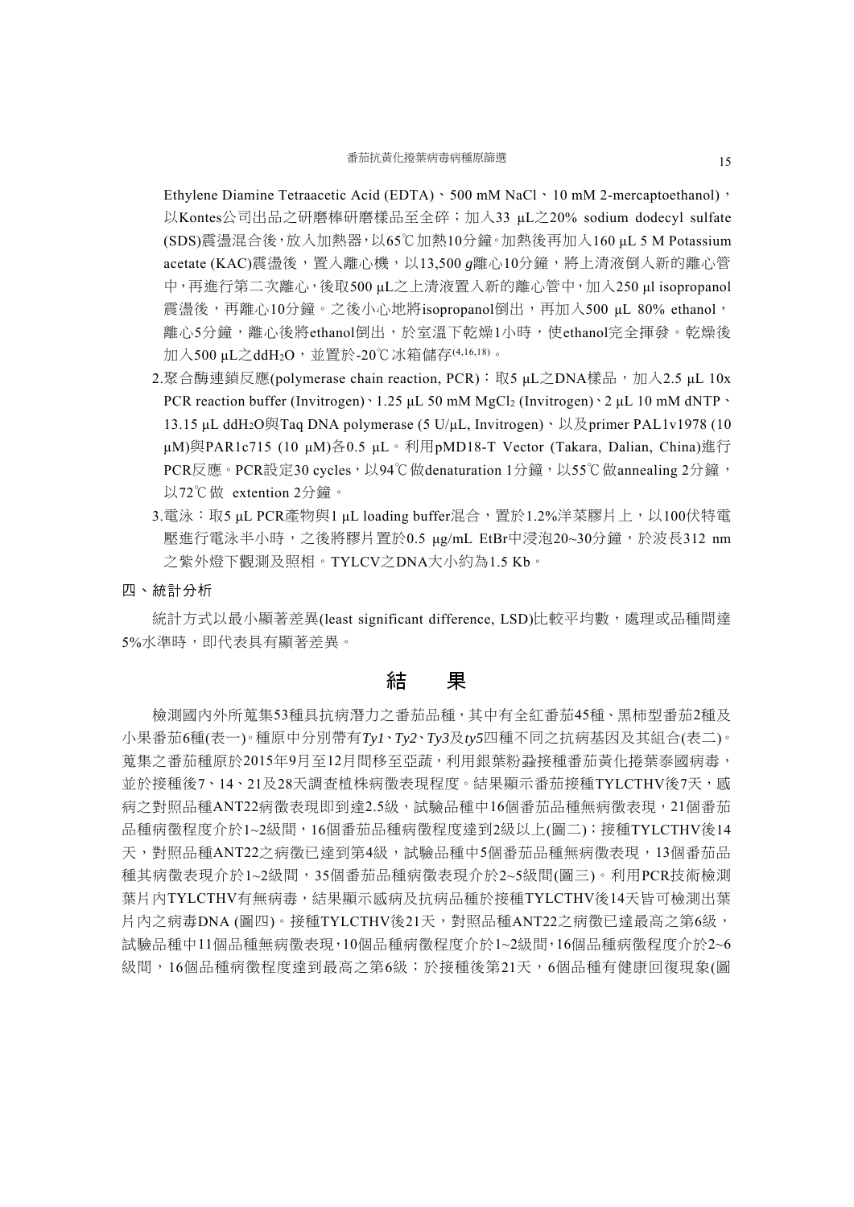Ethylene Diamine Tetraacetic Acid (EDTA)、500 mM NaCl、10 mM 2-mercaptoethanol)，以Kontes公司出品之研磨棒研磨樣品至全碎；加入33 μL之20% sodium dodecyl sulfate (SDS)震盪混合後，放入加熱器，以65℃加熱10分鐘。加熱後再加入160 μL 5 M Potassium acetate (KAC)震盪後，置入離心機，以13,500 *g*離心10分鐘，將上清液倒入新的離心管中，再進行第二次離心，後取500 μL之上清液置入新的離心管中，加入250 μl isopropanol震盪後，再離心10分鐘。之後小心地將isopropanol倒出，再加入500 μL 80% ethanol，離心5分鐘，離心後將ethanol倒出，於室溫下乾燥1小時，使ethanol完全揮發。乾燥後加入500 μL之ddH$_2$O，並置於-20℃冰箱儲存[4,16,18]。

2. 聚合酶連鎖反應(polymerase chain reaction, PCR)：取5 μL之DNA樣品，加入2.5 μL 10x PCR reaction buffer (Invitrogen)、1.25 μL 50 mM MgCl$_2$ (Invitrogen)、2 μL 10 mM dNTP、13.15 μL ddH$_2$O與Taq DNA polymerase (5 U/μL, Invitrogen)、以及primer PAL1v1978 (10 μM)與PAR1c715 (10 μM)各0.5 μL。利用pMD18-T Vector (Takara, Dalian, China)進行PCR反應。PCR設定30 cycles，以94℃做denaturation 1分鐘，以55℃做annealing 2分鐘，以72℃做 extention 2分鐘。
3. 電泳：取5 μL PCR產物與1 μL loading buffer混合，置於1.2%洋菜膠片上，以100伏特電壓進行電泳半小時，之後將膠片置於0.5 μg/mL EtBr中浸泡20~30分鐘，於波長312 nm之紫外燈下觀測及照相。TYLCV之DNA大小約為1.5 Kb。

## 四、統計分析

統計方式以最小顯著差異(least significant difference, LSD)比較平均數，處理或品種間達5%水準時，即代表具有顯著差異。

# 結　果

檢測國內外所蒐集53種具抗病潛力之番茄品種，其中有全紅番茄45種、黑柿型番茄2種及小果番茄6種(表一)。種原中分別帶有*Ty1*、*Ty2*、*Ty3*及*ty5*四種不同之抗病基因及其組合(表二)。蒐集之番茄種原於2015年9月至12月間移至亞蔬，利用銀葉粉蝨接種番茄黃化捲葉泰國病毒，並於接種後7、14、21及28天調查植株病徵表現程度。結果顯示番茄接種TYLCTHV後7天，感病之對照品種ANT22病徵表現即到達2.5級，試驗品種中16個番茄品種無病徵表現，21個番茄品種病徵程度介於1~2級間，16個番茄品種病徵程度達到2級以上(圖二)；接種TYLCTHV後14天，對照品種ANT22之病徵已達到第4級，試驗品種中5個番茄品種無病徵表現，13個番茄品種其病徵表現介於1~2級間，35個番茄品種病徵表現介於2~5級間(圖三)。利用PCR技術檢測葉片內TYLCTHV有無病毒，結果顯示感病及抗病品種於接種TYLCTHV後14天皆可檢測出葉片內之病毒DNA (圖四)。接種TYLCTHV後21天，對照品種ANT22之病徵已達最高之第6級，試驗品種中11個品種無病徵表現，10個品種病徵程度介於1~2級間，16個品種病徵程度介於2~6級間，16個品種病徵程度達到最高之第6級；於接種後第21天，6個品種有健康回復現象(圖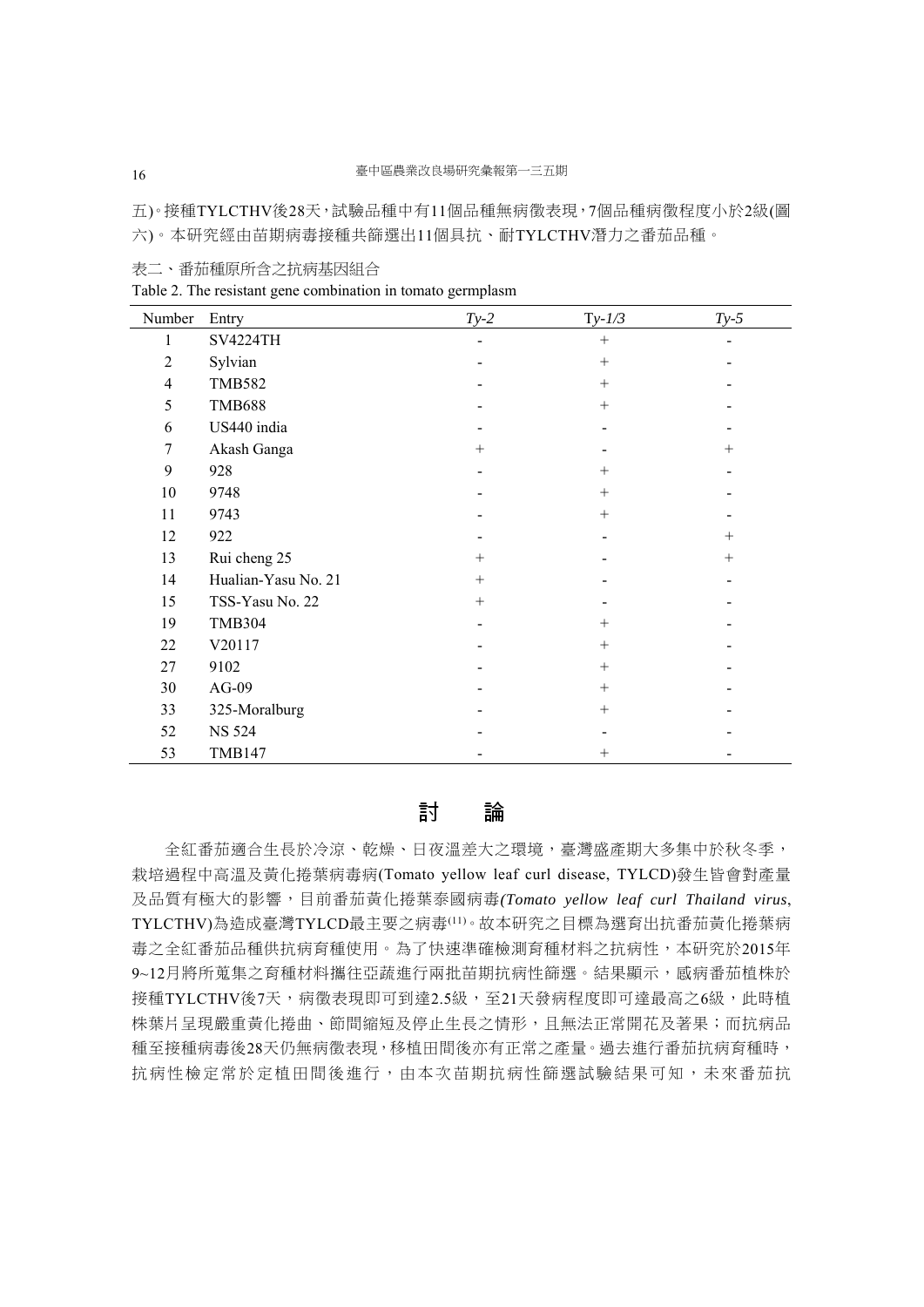五)。接種TYLCTHV後28天，試驗品種中有11個品種無病徵表現，7個品種病徵程度小於2級(圖六)。本研究經由苗期病毒接種共篩選出11個具抗、耐TYLCTHV潛力之番茄品種。

表二、番茄種原所含之抗病基因組合

Table 2. The resistant gene combination in tomato germplasm

| Number | Entry | *Ty-2* | *Ty-1/3* | *Ty-5* |
|---|---|---|---|---|
| 1 | SV4224TH | - | + | - |
| 2 | Sylvian | - | + | - |
| 4 | TMB582 | - | + | - |
| 5 | TMB688 | - | + | - |
| 6 | US440 india | - | - | - |
| 7 | Akash Ganga | + | - | + |
| 9 | 928 | - | + | - |
| 10 | 9748 | - | + | - |
| 11 | 9743 | - | + | - |
| 12 | 922 | - | - | + |
| 13 | Rui cheng 25 | + | - | + |
| 14 | Hualian-Yasu No. 21 | + | - | - |
| 15 | TSS-Yasu No. 22 | + | - | - |
| 19 | TMB304 | - | + | - |
| 22 | V20117 | - | + | - |
| 27 | 9102 | - | + | - |
| 30 | AG-09 | - | + | - |
| 33 | 325-Moralburg | - | + | - |
| 52 | NS 524 | - | - | - |
| 53 | TMB147 | - | + | - |

## 討　論

全紅番茄適合生長於冷涼、乾燥、日夜溫差大之環境，臺灣盛產期大多集中於秋冬季，栽培過程中高溫及黃化捲葉病毒病(Tomato yellow leaf curl disease, TYLCD)發生皆會對產量及品質有極大的影響，目前番茄黃化捲葉泰國病毒(*Tomato yellow leaf curl Thailand virus*, TYLCTHV)為造成臺灣TYLCD最主要之病毒[11]。故本研究之目標為選育出抗番茄黃化捲葉病毒之全紅番茄品種供抗病育種使用。為了快速準確檢測育種材料之抗病性，本研究於2015年9~12月將所蒐集之育種材料攜往亞蔬進行兩批苗期抗病性篩選。結果顯示，感病番茄植株於接種TYLCTHV後7天，病徵表現即可到達2.5級，至21天發病程度即可達最高之6級，此時植株葉片呈現嚴重黃化捲曲、節間縮短及停止生長之情形，且無法正常開花及著果；而抗病品種至接種病毒後28天仍無病徵表現，移植田間後亦有正常之產量。過去進行番茄抗病育種時，抗病性檢定常於定植田間後進行，由本次苗期抗病性篩選試驗結果可知，未來番茄抗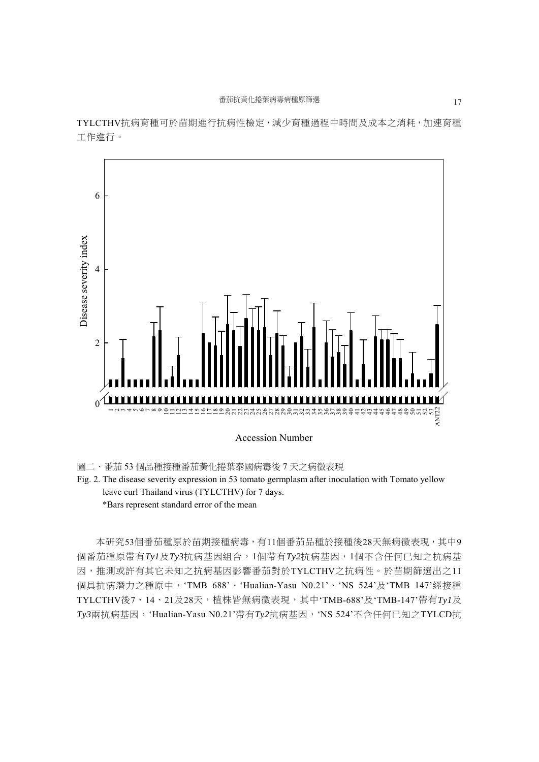TYLCTHV抗病育種可於苗期進行抗病性檢定，減少育種過程中時間及成本之消耗，加速育種工作進行。

Disease severity index

0

2

4

6

1 2 3 4 5 6 7 8 9 10 11 12 13 14 15 16 17 18 19 20 21 22 23 24 25 26 27 28 29 30 31 32 33 34 35 36 37 38 39 40 41 42 43 44 45 46 47 48 49 50 51 52 53 ANT22

Accession Number

圖二、番茄 53 個品種接種番茄黃化捲葉泰國病毒後 7 天之病徵表現

Fig. 2. The disease severity expression in 53 tomato germplasm after inoculation with Tomato yellow leave curl Thailand virus (TYLCTHV) for 7 days.

\*Bars represent standard error of the mean

本研究53個番茄種原於苗期接種病毒，有11個番茄品種於接種後28天無病徵表現，其中9個番茄種原帶有*Ty1*及*Ty3*抗病基因組合，1個帶有*Ty2*抗病基因，1個不含任何已知之抗病基因，推測或許有其它未知之抗病基因影響番茄對於TYLCTHV之抗病性。於苗期篩選出之11個具抗病潛力之種原中，'TMB 688'、'Hualian-Yasu N0.21'、'NS 524'及'TMB 147'經接種TYLCTHV後7、14、21及28天，植株皆無病徵表現，其中'TMB-688'及'TMB-147'帶有*Ty1*及*Ty3*兩抗病基因，'Hualian-Yasu N0.21'帶有*Ty2*抗病基因，'NS 524'不含任何已知之TYLCD抗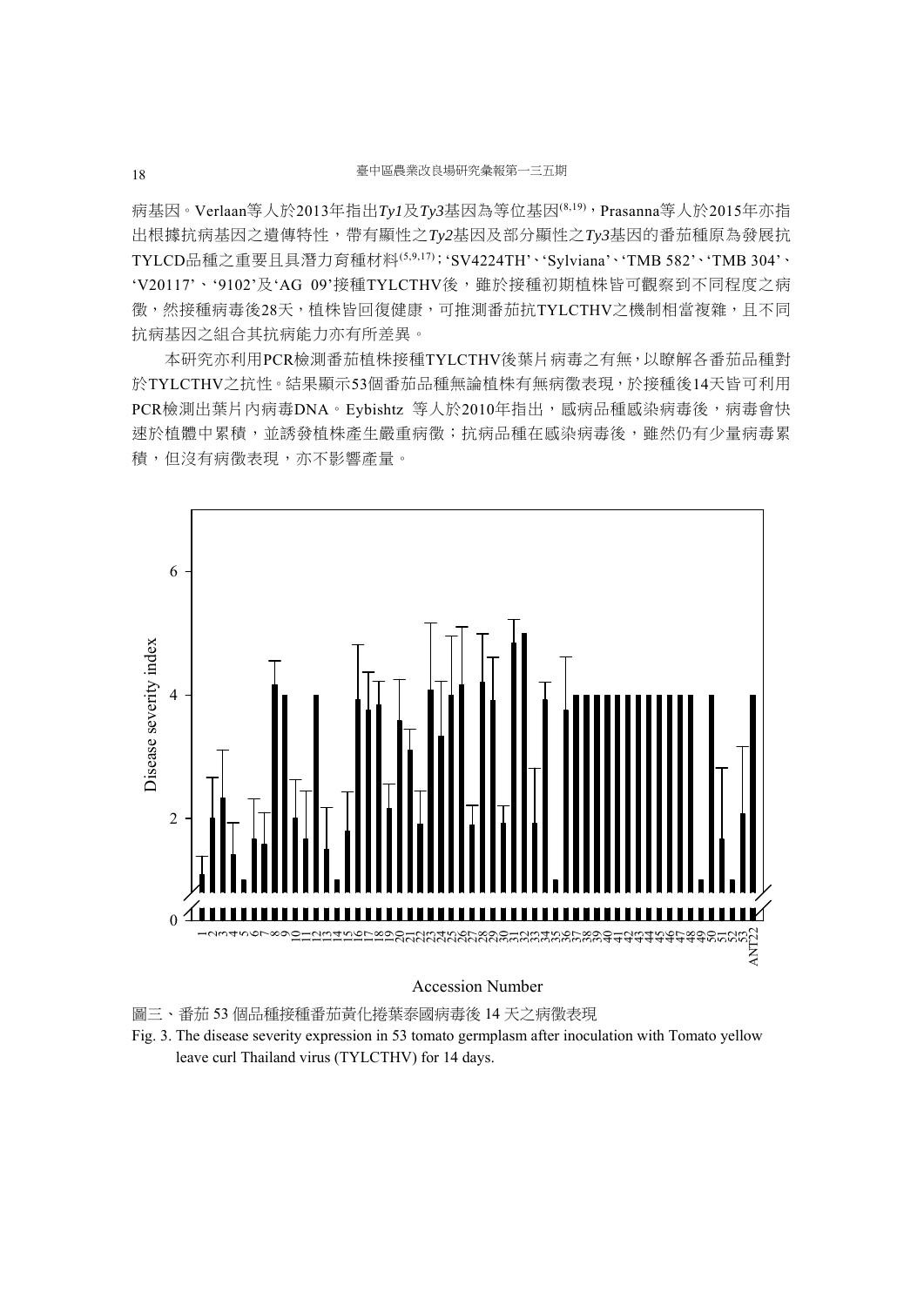病基因。Verlaan等人於2013年指出*Ty1*及*Ty3*基因為等位基因[8,19]，Prasanna等人於2015年亦指出根據抗病基因之遺傳特性，帶有顯性之*Ty2*基因及部分顯性之*Ty3*基因的番茄種原為發展抗TYLCD品種之重要且具潛力育種材料[5,9,17]；'SV4224TH'、'Sylviana'、'TMB 582'、'TMB 304'、'V20117'、'9102'及'AG 09'接種TYLCTHV後，雖於接種初期植株皆可觀察到不同程度之病徵，然接種病毒後28天，植株皆回復健康，可推測番茄抗TYLCTHV之機制相當複雜，且不同抗病基因之組合其抗病能力亦有所差異。

本研究亦利用PCR檢測番茄植株接種TYLCTHV後葉片病毒之有無，以瞭解各番茄品種對於TYLCTHV之抗性。結果顯示53個番茄品種無論植株有無病徵表現，於接種後14天皆可利用PCR檢測出葉片內病毒DNA。Eybishtz 等人於2010年指出，感病品種感染病毒後，病毒會快速於植體中累積，並誘發植株產生嚴重病徵；抗病品種在感染病毒後，雖然仍有少量病毒累積，但沒有病徵表現，亦不影響產量。

Disease severity index

0

2

4

6

1 2 3 4 5 6 7 8 9 10 11 12 13 14 15 16 17 18 19 20 21 22 23 24 25 26 27 28 29 30 31 32 33 34 35 36 37 38 39 40 41 42 43 44 45 46 47 48 49 50 51 52 53 ANT22

Accession Number

圖三、番茄 53 個品種接種番茄黃化捲葉泰國病毒後 14 天之病徵表現

Fig. 3. The disease severity expression in 53 tomato germplasm after inoculation with Tomato yellow leave curl Thailand virus (TYLCTHV) for 14 days.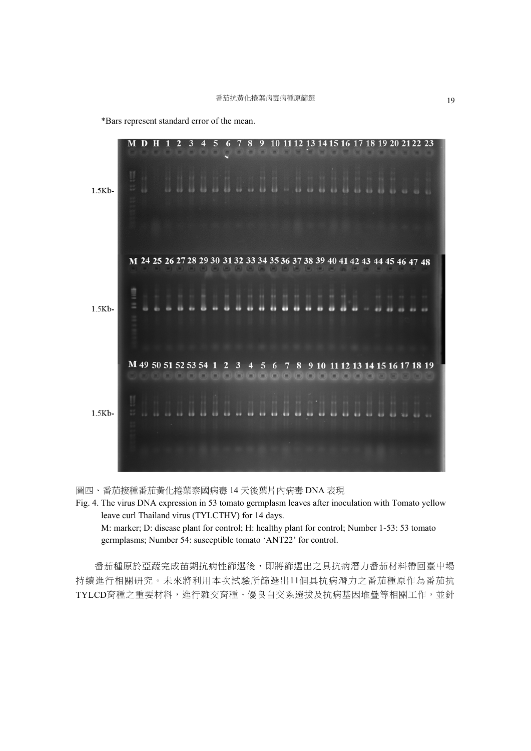*Bars represent standard error of the mean.

圖四、番茄接種番茄黃化捲葉泰國病毒 14 天後葉片內病毒 DNA 表現

Fig. 4. The virus DNA expression in 53 tomato germplasm leaves after inoculation with Tomato yellow leave curl Thailand virus (TYLCTHV) for 14 days.
M: marker; D: disease plant for control; H: healthy plant for control; Number 1-53: 53 tomato germplasms; Number 54: susceptible tomato 'ANT22' for control.

番茄種原於亞蔬完成苗期抗病性篩選後，即將篩選出之具抗病潛力番茄材料帶回臺中場持續進行相關研究。未來將利用本次試驗所篩選出11個具抗病潛力之番茄種原作為番茄抗TYLCD育種之重要材料，進行雜交育種、優良自交系選拔及抗病基因堆疊等相關工作，並針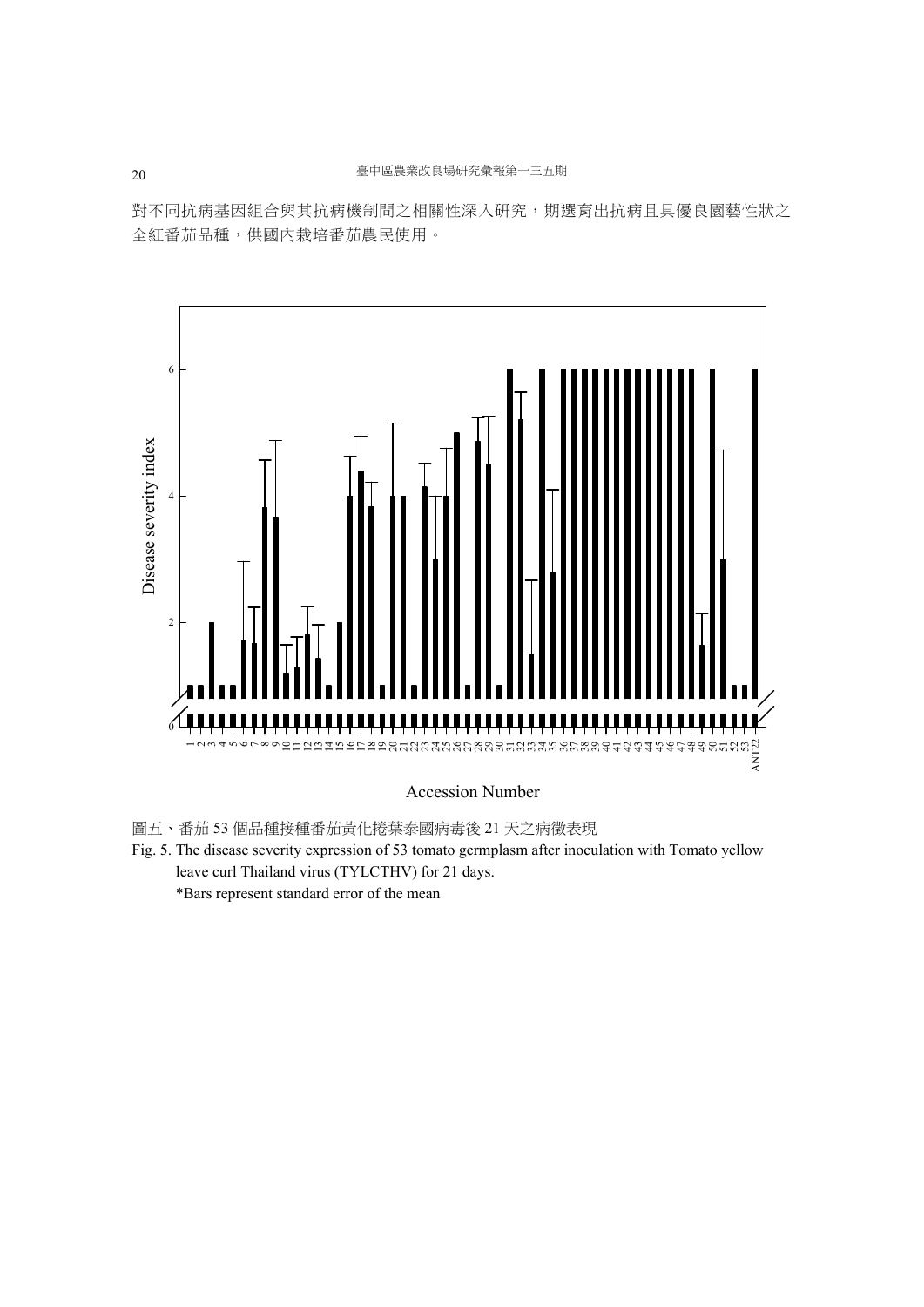對不同抗病基因組合與其抗病機制間之相關性深入研究，期選育出抗病且具優良園藝性狀之全紅番茄品種，供國內栽培番茄農民使用。

Disease severity index

0
2
4
6

1 2 3 4 5 6 7 8 9 10 11 12 13 14 15 16 17 18 19 20 21 22 23 24 25 26 27 28 29 30 31 32 33 34 35 36 37 38 39 40 41 42 43 44 45 46 47 48 49 50 51 52 53 ANT22

Accession Number

圖五、番茄 53 個品種接種番茄黃化捲葉泰國病毒後 21 天之病徵表現

Fig. 5. The disease severity expression of 53 tomato germplasm after inoculation with Tomato yellow leave curl Thailand virus (TYLCTHV) for 21 days.

*Bars represent standard error of the mean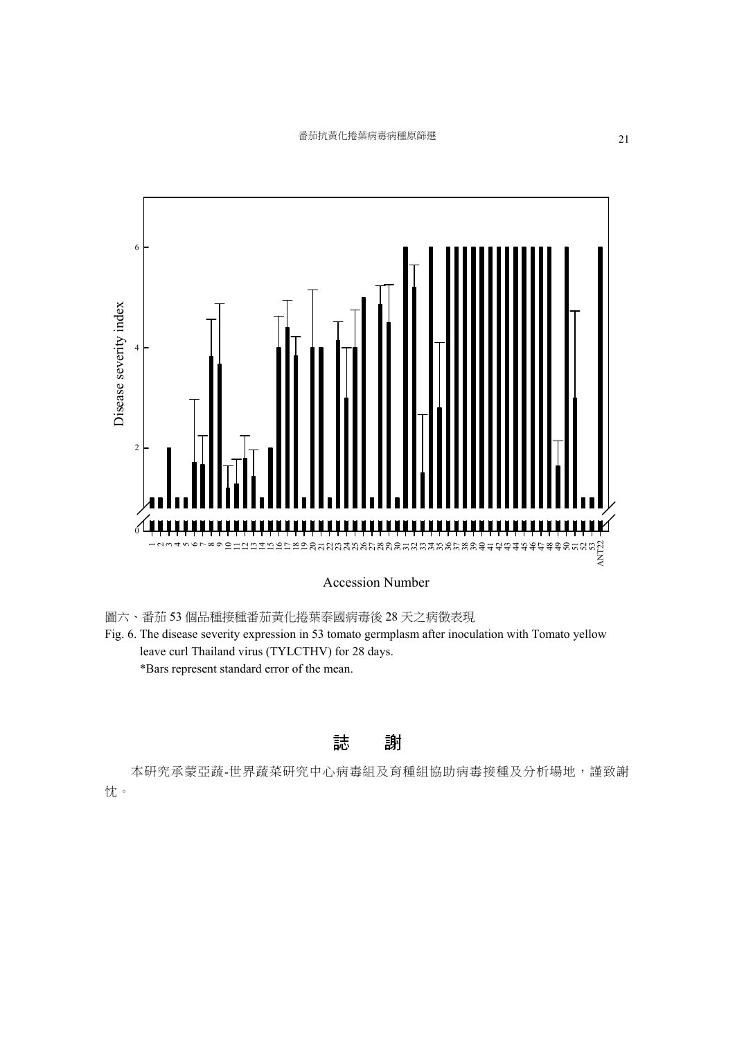Disease severity index

6

4

2

0

1 2 3 4 5 6 7 8 9 10 11 12 13 14 15 16 17 18 19 20 21 22 23 24 25 26 27 28 29 30 31 32 33 34 35 36 37 38 39 40 41 42 43 44 45 46 47 48 49 50 51 52 53 ANT22

Accession Number

圖六、番茄 53 個品種接種番茄黃化捲葉泰國病毒後 28 天之病徵表現

Fig. 6. The disease severity expression in 53 tomato germplasm after inoculation with Tomato yellow leave curl Thailand virus (TYLCTHV) for 28 days.

*Bars represent standard error of the mean.

## 誌　　謝

本研究承蒙亞蔬-世界蔬菜研究中心病毒組及育種組協助病毒接種及分析場地，謹致謝忱。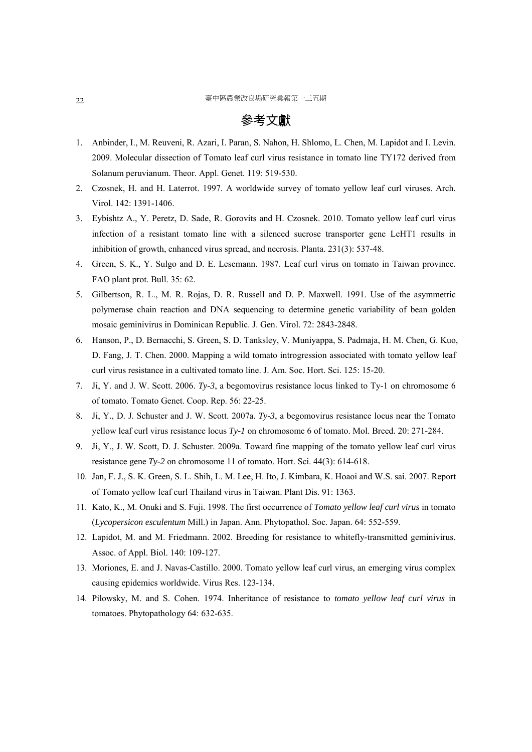# 參考文獻

1. Anbinder, I., M. Reuveni, R. Azari, I. Paran, S. Nahon, H. Shlomo, L. Chen, M. Lapidot and I. Levin. 2009. Molecular dissection of Tomato leaf curl virus resistance in tomato line TY172 derived from Solanum peruvianum. Theor. Appl. Genet. 119: 519-530.
2. Czosnek, H. and H. Laterrot. 1997. A worldwide survey of tomato yellow leaf curl viruses. Arch. Virol. 142: 1391-1406.
3. Eybishtz A., Y. Peretz, D. Sade, R. Gorovits and H. Czosnek. 2010. Tomato yellow leaf curl virus infection of a resistant tomato line with a silenced sucrose transporter gene LeHT1 results in inhibition of growth, enhanced virus spread, and necrosis. Planta. 231(3): 537-48.
4. Green, S. K., Y. Sulgo and D. E. Lesemann. 1987. Leaf curl virus on tomato in Taiwan province. FAO plant prot. Bull. 35: 62.
5. Gilbertson, R. L., M. R. Rojas, D. R. Russell and D. P. Maxwell. 1991. Use of the asymmetric polymerase chain reaction and DNA sequencing to determine genetic variability of bean golden mosaic geminivirus in Dominican Republic. J. Gen. Virol. 72: 2843-2848.
6. Hanson, P., D. Bernacchi, S. Green, S. D. Tanksley, V. Muniyappa, S. Padmaja, H. M. Chen, G. Kuo, D. Fang, J. T. Chen. 2000. Mapping a wild tomato introgression associated with tomato yellow leaf curl virus resistance in a cultivated tomato line. J. Am. Soc. Hort. Sci. 125: 15-20.
7. Ji, Y. and J. W. Scott. 2006. *Ty-3*, a begomovirus resistance locus linked to Ty-1 on chromosome 6 of tomato. Tomato Genet. Coop. Rep. 56: 22-25.
8. Ji, Y., D. J. Schuster and J. W. Scott. 2007a. *Ty-3*, a begomovirus resistance locus near the Tomato yellow leaf curl virus resistance locus *Ty-1* on chromosome 6 of tomato. Mol. Breed. 20: 271-284.
9. Ji, Y., J. W. Scott, D. J. Schuster. 2009a. Toward fine mapping of the tomato yellow leaf curl virus resistance gene *Ty-2* on chromosome 11 of tomato. Hort. Sci. 44(3): 614-618.
10. Jan, F. J., S. K. Green, S. L. Shih, L. M. Lee, H. Ito, J. Kimbara, K. Hoaoi and W.S. sai. 2007. Report of Tomato yellow leaf curl Thailand virus in Taiwan. Plant Dis. 91: 1363.
11. Kato, K., M. Onuki and S. Fuji. 1998. The first occurrence of *Tomato yellow leaf curl virus* in tomato (*Lycopersicon esculentum* Mill.) in Japan. Ann. Phytopathol. Soc. Japan. 64: 552-559.
12. Lapidot, M. and M. Friedmann. 2002. Breeding for resistance to whitefly-transmitted geminivirus. Assoc. of Appl. Biol. 140: 109-127.
13. Moriones, E. and J. Navas-Castillo. 2000. Tomato yellow leaf curl virus, an emerging virus complex causing epidemics worldwide. Virus Res. 123-134.
14. Pilowsky, M. and S. Cohen. 1974. Inheritance of resistance to *tomato yellow leaf curl virus* in tomatoes. Phytopathology 64: 632-635.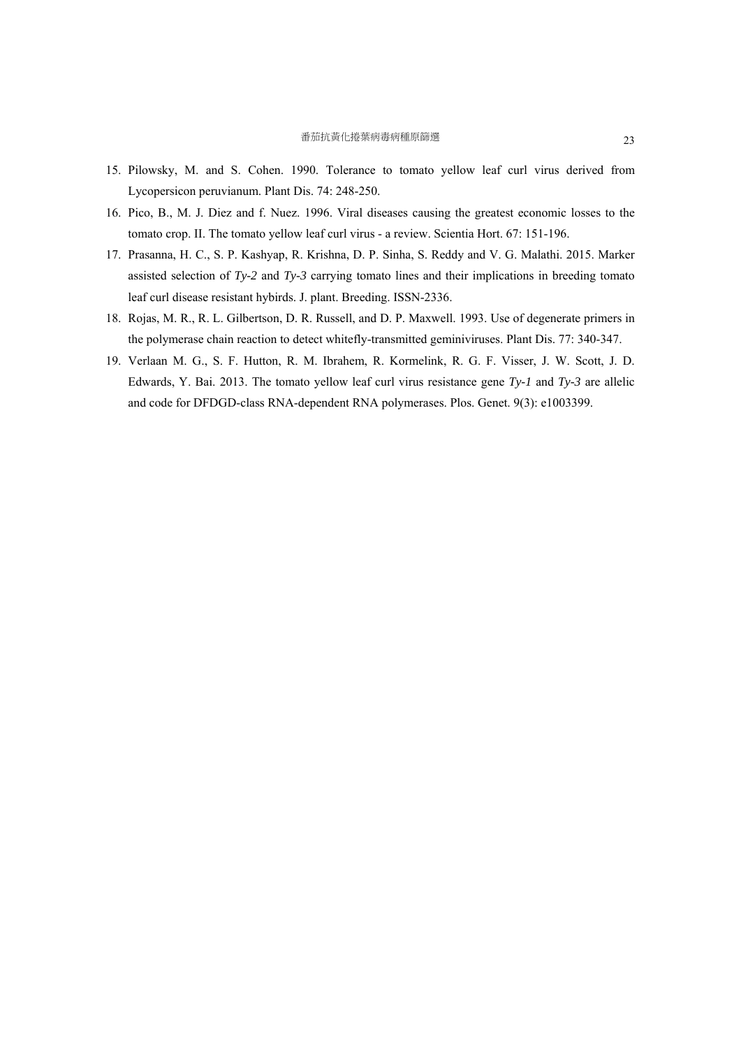15. Pilowsky, M. and S. Cohen. 1990. Tolerance to tomato yellow leaf curl virus derived from Lycopersicon peruvianum. Plant Dis. 74: 248-250.
16. Pico, B., M. J. Diez and f. Nuez. 1996. Viral diseases causing the greatest economic losses to the tomato crop. II. The tomato yellow leaf curl virus - a review. Scientia Hort. 67: 151-196.
17. Prasanna, H. C., S. P. Kashyap, R. Krishna, D. P. Sinha, S. Reddy and V. G. Malathi. 2015. Marker assisted selection of *Ty-2* and *Ty-3* carrying tomato lines and their implications in breeding tomato leaf curl disease resistant hybirds. J. plant. Breeding. ISSN-2336.
18. Rojas, M. R., R. L. Gilbertson, D. R. Russell, and D. P. Maxwell. 1993. Use of degenerate primers in the polymerase chain reaction to detect whitefly-transmitted geminiviruses. Plant Dis. 77: 340-347.
19. Verlaan M. G., S. F. Hutton, R. M. Ibrahem, R. Kormelink, R. G. F. Visser, J. W. Scott, J. D. Edwards, Y. Bai. 2013. The tomato yellow leaf curl virus resistance gene *Ty-1* and *Ty-3* are allelic and code for DFDGD-class RNA-dependent RNA polymerases. Plos. Genet. 9(3): e1003399.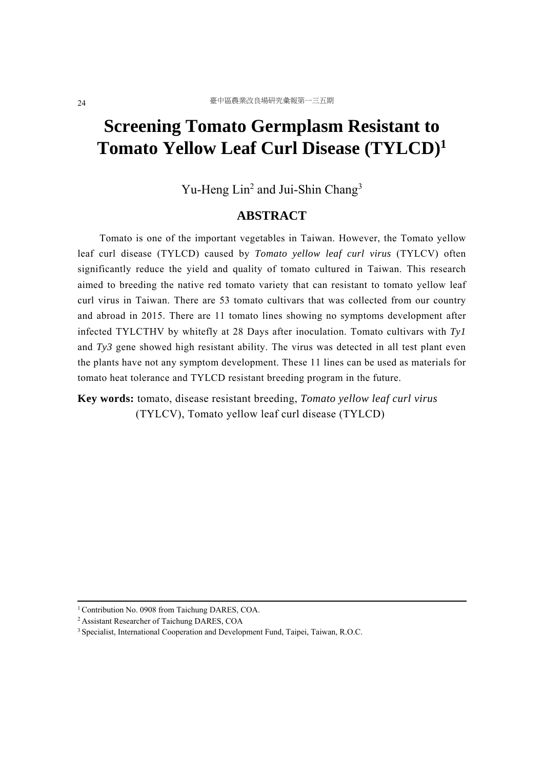# Screening Tomato Germplasm Resistant to Tomato Yellow Leaf Curl Disease (TYLCD)[1]

Yu-Heng Lin[2] and Jui-Shin Chang[3]

## ABSTRACT

Tomato is one of the important vegetables in Taiwan. However, the Tomato yellow leaf curl disease (TYLCD) caused by *Tomato yellow leaf curl virus* (TYLCV) often significantly reduce the yield and quality of tomato cultured in Taiwan. This research aimed to breeding the native red tomato variety that can resistant to tomato yellow leaf curl virus in Taiwan. There are 53 tomato cultivars that was collected from our country and abroad in 2015. There are 11 tomato lines showing no symptoms development after infected TYLCTHV by whitefly at 28 Days after inoculation. Tomato cultivars with *Ty1* and *Ty3* gene showed high resistant ability. The virus was detected in all test plant even the plants have not any symptom development. These 11 lines can be used as materials for tomato heat tolerance and TYLCD resistant breeding program in the future.

**Key words:** tomato, disease resistant breeding, *Tomato yellow leaf curl virus* (TYLCV), Tomato yellow leaf curl disease (TYLCD)

---

[1] Contribution No. 0908 from Taichung DARES, COA.

[2] Assistant Researcher of Taichung DARES, COA

[3] Specialist, International Cooperation and Development Fund, Taipei, Taiwan, R.O.C.